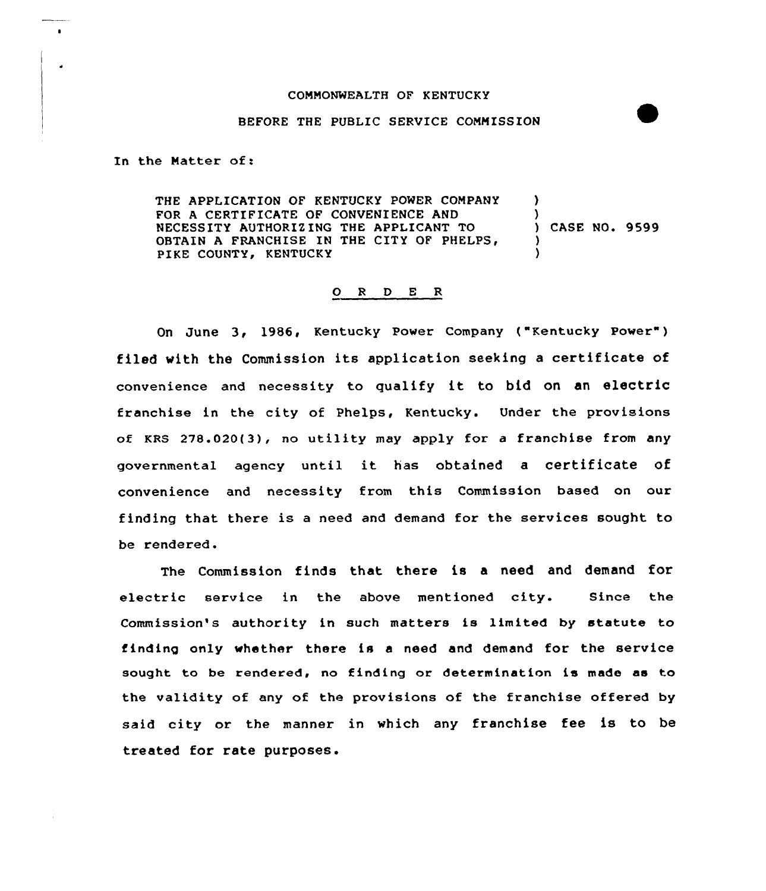COMMONWEALTH OF KENTUCKY

BEFORE THE PUBLIC SERVICE COMMISSION

In the Matter of:

THE APPLICATION OF KENTUCKY POWER COMPANY FOR A CERTIFICATE OF CONVENIENCE AND NECESSITY AUTHORIZING THE APPLICANT TO OBTAIN A FRANCHISE IN THE CITY OF PHELPS, PIKE COUNTY, KENTUCKY ) CASE NO. 9599

## O R D E R

On June 3, 1986, Kentucky Power Company ("Kentucky Power") filed with the Commission its application seeking a certificate of convenience and necessity to qualify it to bid on an electric franchise in the city of Phelps, Kentucky. Under the provisions of KRS 278.020(3), no utility may apply for a franchise from any governmental agency until it has obtained a certificate of convenience and necessity from this Commission based on our finding that there is a need and demand for the services sought to be rendered.

The Commission finds that there is a need and demand for electric service in the above mentioned city. Since the Commission's authority in such matters is limited by statute to finding only whether there is a need and demand for the service sought to be rendered, no finding or determination is made as to the validity of any of the provisions of the franchise offered by said city or the manner in which any franchise fee is to be treated for rate purposes.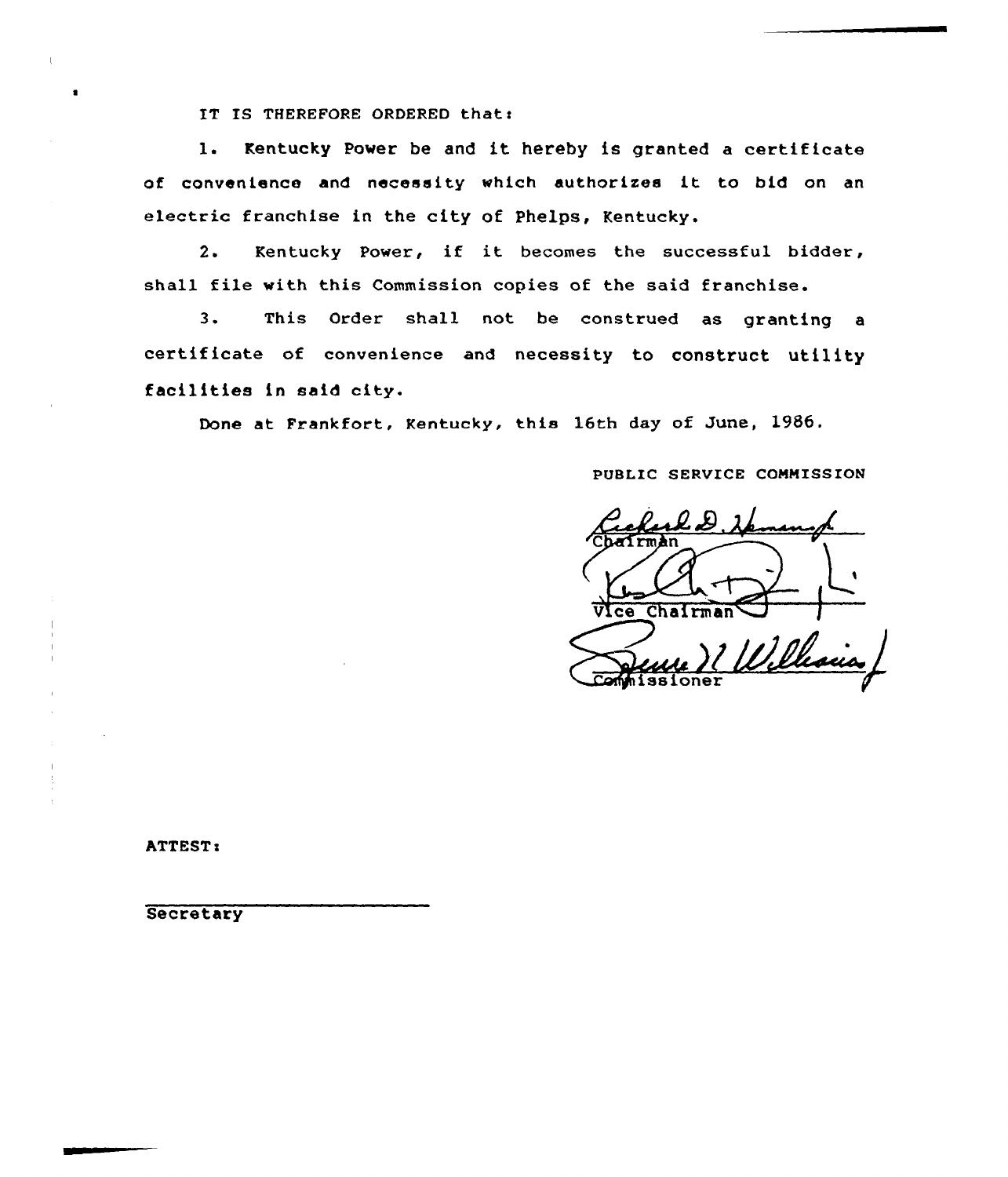IT IS THEREFORE ORDERED that:

1. Kentucky Power be and it hereby is granted a certificate of convenience and necessity which authorizes it to bid on an electric franchise in the city of Phelps, Kentucky.

2. Kentucky Power, if it becomes the successful bidder, shall file with this Commission copies of the said franchise.

3. This Order shall not be construed as granting a certificate of convenience and necessity to construct utility facilities in said city.

Done at Frankfort, Kentucky, this 16th day of June, 1986.

PUBLIC SERVICE COMMISSION

Chairman

Vice Chairman

Commissioner

ATTEST:

Secretary